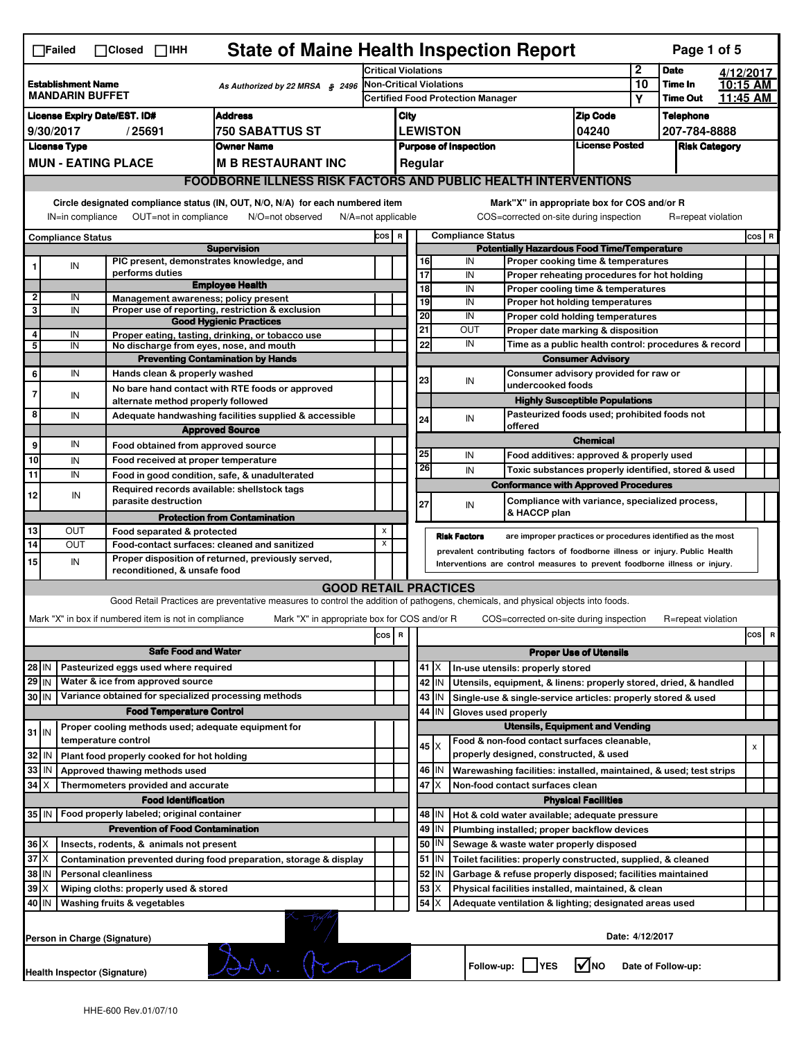☐Failed ☐Closed ☐IHH

# State of Maine Health Inspection Report

| Establishment Name | As Authorized by 22 MRSA § 2496 | Critical Violations | 2 | Date | 4/12/2017 |
|---|---|---|---|---|---|
| MANDARIN BUFFET | | Non-Critical Violations | 10 | Time In | 10:15 AM |
| | | Certified Food Protection Manager | Y | Time Out | 11:45 AM |

| License Expiry Date/EST. ID# | Address | City | Zip Code | Telephone |
|---|---|---|---|---|
| 9/30/2017 / 25691 | 750 SABATTUS ST | LEWISTON | 04240 | 207-784-8888 |

| License Type | Owner Name | Purpose of Inspection | License Posted | Risk Category |
|---|---|---|---|---|
| MUN - EATING PLACE | M B RESTAURANT INC | Regular | | |

## FOODBORNE ILLNESS RISK FACTORS AND PUBLIC HEALTH INTERVENTIONS

Circle designated compliance status (IN, OUT, N/O, N/A) for each numbered item
IN=in compliance OUT=not in compliance N/O=not observed N/A=not applicable

Mark"X" in appropriate box for COS and/or R
COS=corrected on-site during inspection R=repeat violation

| # | Compliance Status | Item | COS | R |
|---|---|---|---|---|
| | | **Supervision** | | |
| 1 | IN | PIC present, demonstrates knowledge, and performs duties | | |
| | | **Employee Health** | | |
| 2 | IN | Management awareness; policy present | | |
| 3 | IN | Proper use of reporting, restriction & exclusion | | |
| | | **Good Hygienic Practices** | | |
| 4 | IN | Proper eating, tasting, drinking, or tobacco use | | |
| 5 | IN | No discharge from eyes, nose, and mouth | | |
| | | **Preventing Contamination by Hands** | | |
| 6 | IN | Hands clean & properly washed | | |
| 7 | IN | No bare hand contact with RTE foods or approved alternate method properly followed | | |
| 8 | IN | Adequate handwashing facilities supplied & accessible | | |
| | | **Approved Source** | | |
| 9 | IN | Food obtained from approved source | | |
| 10 | IN | Food received at proper temperature | | |
| 11 | IN | Food in good condition, safe, & unadulterated | | |
| 12 | IN | Required records available: shellstock tags parasite destruction | | |
| | | **Protection from Contamination** | | |
| 13 | OUT | Food separated & protected | X | |
| 14 | OUT | Food-contact surfaces: cleaned and sanitized | X | |
| 15 | IN | Proper disposition of returned, previously served, reconditioned, & unsafe food | | |
| | | **Potentially Hazardous Food Time/Temperature** | | |
| 16 | IN | Proper cooking time & temperatures | | |
| 17 | IN | Proper reheating procedures for hot holding | | |
| 18 | IN | Proper cooling time & temperatures | | |
| 19 | IN | Proper hot holding temperatures | | |
| 20 | IN | Proper cold holding temperatures | | |
| 21 | OUT | Proper date marking & disposition | | |
| 22 | IN | Time as a public health control: procedures & record | | |
| | | **Consumer Advisory** | | |
| 23 | IN | Consumer advisory provided for raw or undercooked foods | | |
| | | **Highly Susceptible Populations** | | |
| 24 | IN | Pasteurized foods used; prohibited foods not offered | | |
| | | **Chemical** | | |
| 25 | IN | Food additives: approved & properly used | | |
| 26 | IN | Toxic substances properly identified, stored & used | | |
| | | **Conformance with Approved Procedures** | | |
| 27 | IN | Compliance with variance, specialized process, & HACCP plan | | |

**Risk Factors** are improper practices or procedures identified as the most prevalent contributing factors of foodborne illness or injury. Public Health Interventions are control measures to prevent foodborne illness or injury.

## GOOD RETAIL PRACTICES

Good Retail Practices are preventative measures to control the addition of pathogens, chemicals, and physical objects into foods.

Mark "X" in box if numbered item is not in compliance Mark "X" in appropriate box for COS and/or R COS=corrected on-site during inspection R=repeat violation

| # | Status | Item | COS | R |
|---|---|---|---|---|
| | | **Safe Food and Water** | | |
| 28 | IN | Pasteurized eggs used where required | | |
| 29 | IN | Water & ice from approved source | | |
| 30 | IN | Variance obtained for specialized processing methods | | |
| | | **Food Temperature Control** | | |
| 31 | IN | Proper cooling methods used; adequate equipment for temperature control | | |
| 32 | IN | Plant food properly cooked for hot holding | | |
| 33 | IN | Approved thawing methods used | | |
| 34 | X | Thermometers provided and accurate | | |
| | | **Food Identification** | | |
| 35 | IN | Food properly labeled; original container | | |
| | | **Prevention of Food Contamination** | | |
| 36 | X | Insects, rodents, & animals not present | | |
| 37 | X | Contamination prevented during food preparation, storage & display | | |
| 38 | IN | Personal cleanliness | | |
| 39 | X | Wiping cloths: properly used & stored | | |
| 40 | IN | Washing fruits & vegetables | | |
| | | **Proper Use of Utensils** | | |
| 41 | X | In-use utensils: properly stored | | |
| 42 | IN | Utensils, equipment, & linens: properly stored, dried, & handled | | |
| 43 | IN | Single-use & single-service articles: properly stored & used | | |
| 44 | IN | Gloves used properly | | |
| | | **Utensils, Equipment and Vending** | | |
| 45 | X | Food & non-food contact surfaces cleanable, properly designed, constructed, & used | | X |
| 46 | IN | Warewashing facilities: installed, maintained, & used; test strips | | |
| 47 | X | Non-food contact surfaces clean | | |
| | | **Physical Facilities** | | |
| 48 | IN | Hot & cold water available; adequate pressure | | |
| 49 | IN | Plumbing installed; proper backflow devices | | |
| 50 | IN | Sewage & waste water properly disposed | | |
| 51 | IN | Toilet facilities: properly constructed, supplied, & cleaned | | |
| 52 | IN | Garbage & refuse properly disposed; facilities maintained | | |
| 53 | X | Physical facilities installed, maintained, & clean | | |
| 54 | X | Adequate ventilation & lighting; designated areas used | | |

Person in Charge (Signature) Date: 4/12/2017

Health Inspector (Signature) Follow-up: ☐ YES ☑ NO Date of Follow-up:

HHE-600 Rev.01/07/10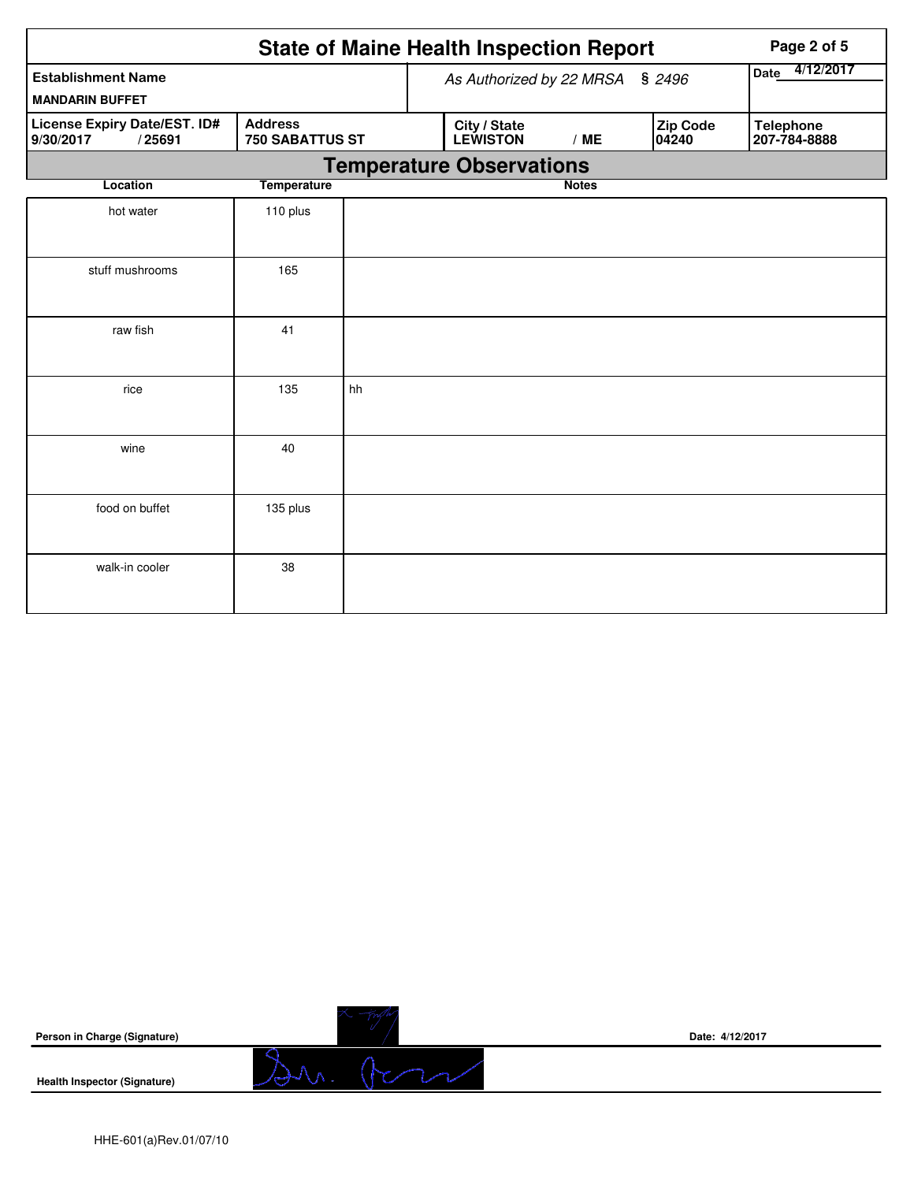# State of Maine Health Inspection Report

| Establishment Name | As Authorized by 22 MRSA § 2496 | | | Date 4/12/2017 |
|---|---|---|---|---|
| MANDARIN BUFFET | | | | |
| **License Expiry Date/EST. ID#** 9/30/2017 / 25691 | **Address** 750 SABATTUS ST | **City / State** LEWISTON / ME | **Zip Code** 04240 | **Telephone** 207-784-8888 |

## Temperature Observations

| Location | Temperature | Notes |
|---|---|---|
| hot water | 110 plus | |
| stuff mushrooms | 165 | |
| raw fish | 41 | |
| rice | 135 | hh |
| wine | 40 | |
| food on buffet | 135 plus | |
| walk-in cooler | 38 | |

**Person in Charge (Signature)** Date: 4/12/2017

**Health Inspector (Signature)**

HHE-601(a)Rev.01/07/10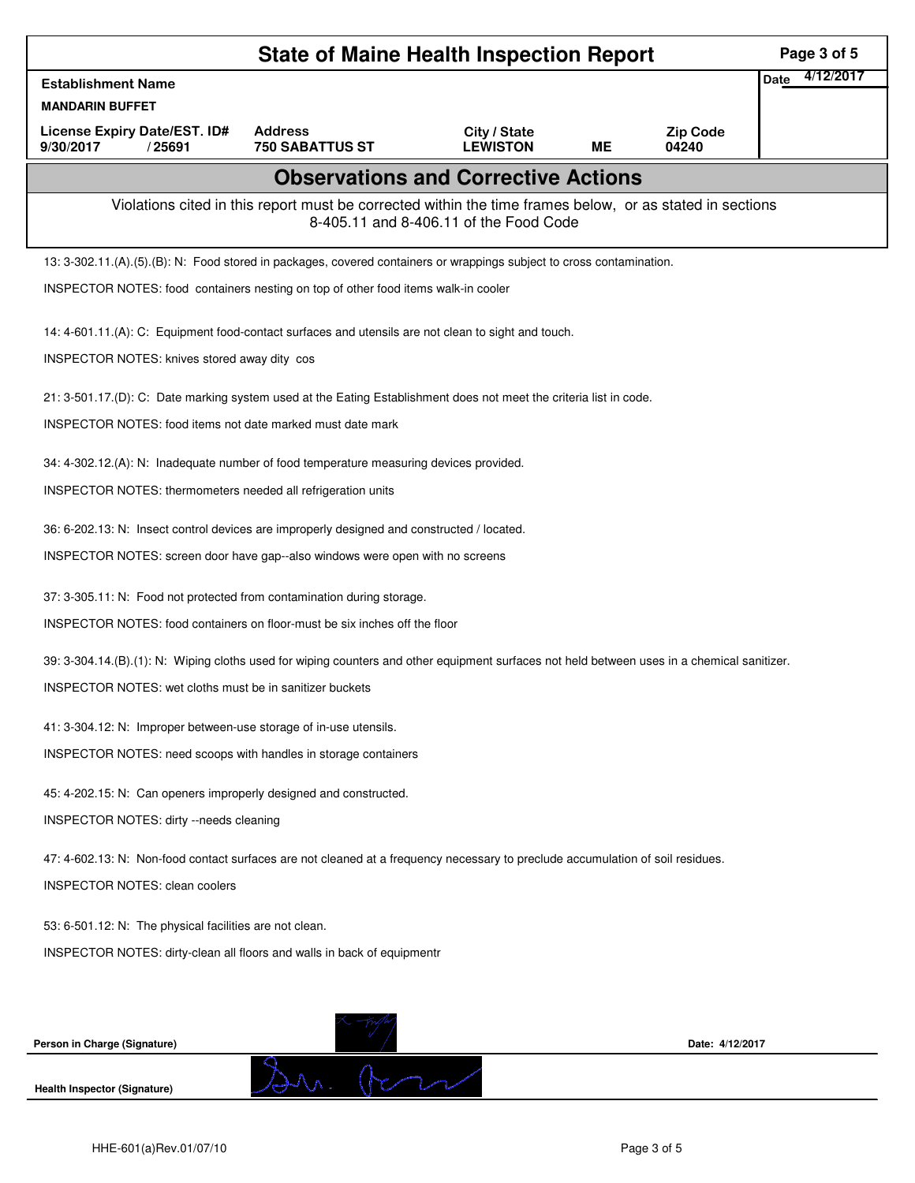# State of Maine Health Inspection Report

| Establishment Name | | | | | Date 4/12/2017 |
|---|---|---|---|---|---|
| **MANDARIN BUFFET** | | | | | |
| **License Expiry Date/EST. ID#** | **Address** | **City / State** | | **Zip Code** | |
| **9/30/2017 / 25691** | **750 SABATTUS ST** | **LEWISTON** | **ME** | **04240** | |

## Observations and Corrective Actions

Violations cited in this report must be corrected within the time frames below, or as stated in sections 8-405.11 and 8-406.11 of the Food Code

13: 3-302.11.(A).(5).(B): N: Food stored in packages, covered containers or wrappings subject to cross contamination.

INSPECTOR NOTES: food containers nesting on top of other food items walk-in cooler

14: 4-601.11.(A): C: Equipment food-contact surfaces and utensils are not clean to sight and touch.

INSPECTOR NOTES: knives stored away dity cos

21: 3-501.17.(D): C: Date marking system used at the Eating Establishment does not meet the criteria list in code.

INSPECTOR NOTES: food items not date marked must date mark

34: 4-302.12.(A): N: Inadequate number of food temperature measuring devices provided.

INSPECTOR NOTES: thermometers needed all refrigeration units

36: 6-202.13: N: Insect control devices are improperly designed and constructed / located.

INSPECTOR NOTES: screen door have gap--also windows were open with no screens

37: 3-305.11: N: Food not protected from contamination during storage.

INSPECTOR NOTES: food containers on floor-must be six inches off the floor

39: 3-304.14.(B).(1): N: Wiping cloths used for wiping counters and other equipment surfaces not held between uses in a chemical sanitizer.

INSPECTOR NOTES: wet cloths must be in sanitizer buckets

41: 3-304.12: N: Improper between-use storage of in-use utensils.

INSPECTOR NOTES: need scoops with handles in storage containers

45: 4-202.15: N: Can openers improperly designed and constructed.

INSPECTOR NOTES: dirty --needs cleaning

47: 4-602.13: N: Non-food contact surfaces are not cleaned at a frequency necessary to preclude accumulation of soil residues.

INSPECTOR NOTES: clean coolers

53: 6-501.12: N: The physical facilities are not clean.

INSPECTOR NOTES: dirty-clean all floors and walls in back of equipmentr

**Person in Charge (Signature)** **Date: 4/12/2017**

**Health Inspector (Signature)**

HHE-601(a)Rev.01/07/10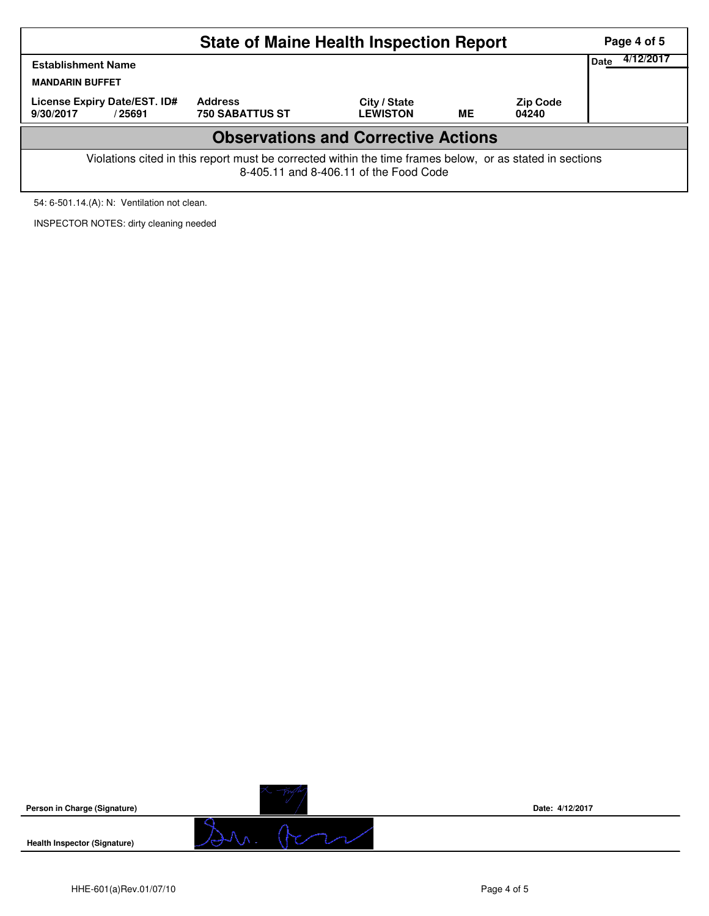# State of Maine Health Inspection Report

| Establishment Name | | | | | Date 4/12/2017 |
|---|---|---|---|---|---|
| MANDARIN BUFFET | | | | | |
| License Expiry Date/EST. ID# | Address | City / State | | Zip Code | |
| 9/30/2017 / 25691 | 750 SABATTUS ST | LEWISTON | ME | 04240 | |

## Observations and Corrective Actions

Violations cited in this report must be corrected within the time frames below, or as stated in sections 8-405.11 and 8-406.11 of the Food Code

54: 6-501.14.(A): N: Ventilation not clean.

INSPECTOR NOTES: dirty cleaning needed

**Person in Charge (Signature)** **Date: 4/12/2017**

**Health Inspector (Signature)**

HHE-601(a)Rev.01/07/10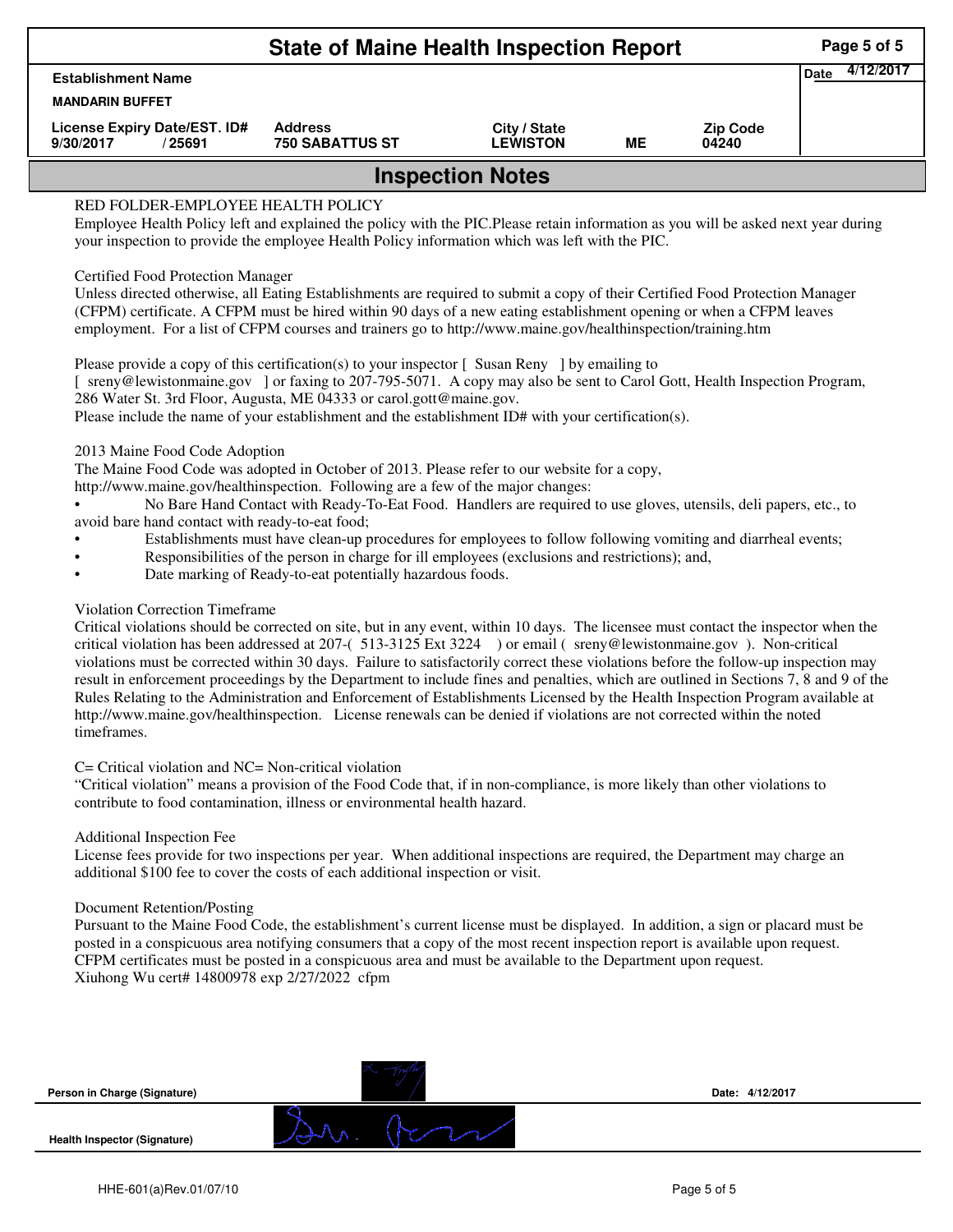# State of Maine Health Inspection Report

| Establishment Name | | | | | Date 4/12/2017 |
|---|---|---|---|---|---|
| MANDARIN BUFFET | | | | | |
| License Expiry Date/EST. ID# | Address | City / State | | Zip Code | |
| 9/30/2017 / 25691 | 750 SABATTUS ST | LEWISTON | ME | 04240 | |

## Inspection Notes

RED FOLDER-EMPLOYEE HEALTH POLICY

Employee Health Policy left and explained the policy with the PIC.Please retain information as you will be asked next year during your inspection to provide the employee Health Policy information which was left with the PIC.

Certified Food Protection Manager

Unless directed otherwise, all Eating Establishments are required to submit a copy of their Certified Food Protection Manager (CFPM) certificate. A CFPM must be hired within 90 days of a new eating establishment opening or when a CFPM leaves employment. For a list of CFPM courses and trainers go to http://www.maine.gov/healthinspection/training.htm

Please provide a copy of this certification(s) to your inspector [ Susan Reny ] by emailing to [ sreny@lewistonmaine.gov ] or faxing to 207-795-5071. A copy may also be sent to Carol Gott, Health Inspection Program, 286 Water St. 3rd Floor, Augusta, ME 04333 or carol.gott@maine.gov.

Please include the name of your establishment and the establishment ID# with your certification(s).

2013 Maine Food Code Adoption

The Maine Food Code was adopted in October of 2013. Please refer to our website for a copy, http://www.maine.gov/healthinspection. Following are a few of the major changes:

- No Bare Hand Contact with Ready-To-Eat Food. Handlers are required to use gloves, utensils, deli papers, etc., to avoid bare hand contact with ready-to-eat food;
- Establishments must have clean-up procedures for employees to follow following vomiting and diarrheal events;
- Responsibilities of the person in charge for ill employees (exclusions and restrictions); and,
- Date marking of Ready-to-eat potentially hazardous foods.

Violation Correction Timeframe

Critical violations should be corrected on site, but in any event, within 10 days. The licensee must contact the inspector when the critical violation has been addressed at 207-( 513-3125 Ext 3224 ) or email ( sreny@lewistonmaine.gov ). Non-critical violations must be corrected within 30 days. Failure to satisfactorily correct these violations before the follow-up inspection may result in enforcement proceedings by the Department to include fines and penalties, which are outlined in Sections 7, 8 and 9 of the Rules Relating to the Administration and Enforcement of Establishments Licensed by the Health Inspection Program available at http://www.maine.gov/healthinspection. License renewals can be denied if violations are not corrected within the noted timeframes.

C= Critical violation and NC= Non-critical violation

"Critical violation" means a provision of the Food Code that, if in non-compliance, is more likely than other violations to contribute to food contamination, illness or environmental health hazard.

Additional Inspection Fee

License fees provide for two inspections per year. When additional inspections are required, the Department may charge an additional $100 fee to cover the costs of each additional inspection or visit.

Document Retention/Posting

Pursuant to the Maine Food Code, the establishment's current license must be displayed. In addition, a sign or placard must be posted in a conspicuous area notifying consumers that a copy of the most recent inspection report is available upon request. CFPM certificates must be posted in a conspicuous area and must be available to the Department upon request.

Xiuhong Wu cert# 14800978 exp 2/27/2022 cfpm

Person in Charge (Signature) Date: 4/12/2017

Health Inspector (Signature)

HHE-601(a)Rev.01/07/10